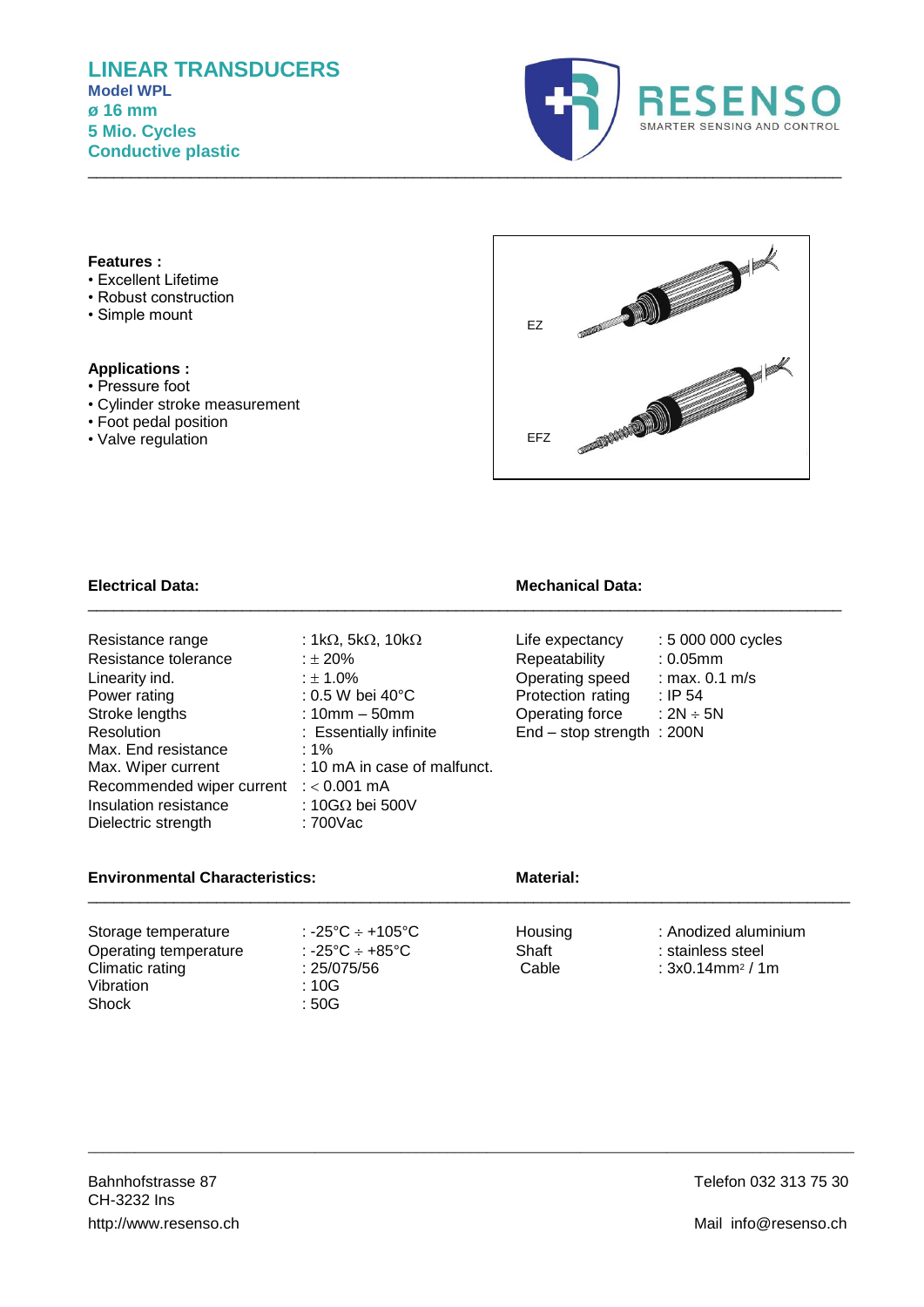# LINEAR TRANSDUCERS

**Model WPL**
**ø 16 mm**
**5 Mio. Cycles**
**Conductive plastic**

RESENSO
SMARTER SENSING AND CONTROL

**Features :**

- Excellent Lifetime
- Robust construction
- Simple mount

**Applications :**

- Pressure foot
- Cylinder stroke measurement
- Foot pedal position
- Valve regulation

EZ

EFZ

### Electrical Data:

| | |
|---|---|
| Resistance range | : 1kΩ, 5kΩ, 10kΩ |
| Resistance tolerance | : ± 20% |
| Linearity ind. | : ± 1.0% |
| Power rating | : 0.5 W bei 40°C |
| Stroke lengths | : 10mm – 50mm |
| Resolution | : Essentially infinite |
| Max. End resistance | : 1% |
| Max. Wiper current | : 10 mA in case of malfunct. |
| Recommended wiper current | : < 0.001 mA |
| Insulation resistance | : 10GΩ bei 500V |
| Dielectric strength | : 700Vac |

### Mechanical Data:

| | |
|---|---|
| Life expectancy | : 5 000 000 cycles |
| Repeatability | : 0.05mm |
| Operating speed | : max. 0.1 m/s |
| Protection rating | : IP 54 |
| Operating force | : 2N ÷ 5N |
| End – stop strength | : 200N |

### Environmental Characteristics:

| | |
|---|---|
| Storage temperature | : -25°C ÷ +105°C |
| Operating temperature | : -25°C ÷ +85°C |
| Climatic rating | : 25/075/56 |
| Vibration | : 10G |
| Shock | : 50G |

### Material:

| | |
|---|---|
| Housing | : Anodized aluminium |
| Shaft | : stainless steel |
| Cable | : 3x0.14mm² / 1m |

Bahnhofstrasse 87
CH-3232 Ins
http://www.resenso.ch

Telefon 032 313 75 30

Mail info@resenso.ch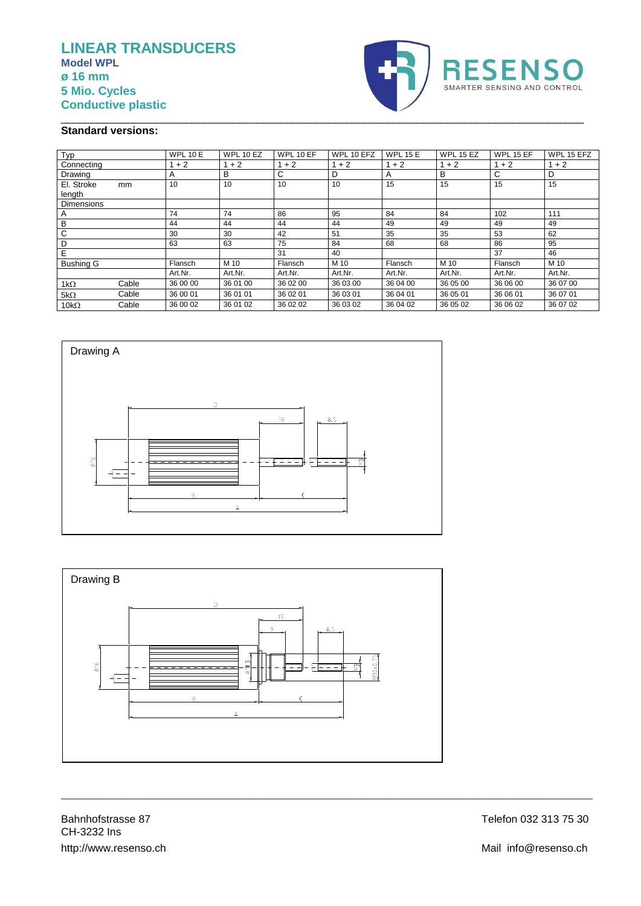# LINEAR TRANSDUCERS

**Model WPL**
**ø 16 mm**
**5 Mio. Cycles**
**Conductive plastic**

RESENSO
SMARTER SENSING AND CONTROL

**Standard versions:**

| Typ | | WPL 10 E | WPL 10 EZ | WPL 10 EF | WPL 10 EFZ | WPL 15 E | WPL 15 EZ | WPL 15 EF | WPL 15 EFZ |
|---|---|---|---|---|---|---|---|---|---|
| Connecting | | 1 + 2 | 1 + 2 | 1 + 2 | 1 + 2 | 1 + 2 | 1 + 2 | 1 + 2 | 1 + 2 |
| Drawing | | A | B | C | D | A | B | C | D |
| El. Stroke length | mm | 10 | 10 | 10 | 10 | 15 | 15 | 15 | 15 |
| Dimensions | | | | | | | | | |
| A | | 74 | 74 | 86 | 95 | 84 | 84 | 102 | 111 |
| B | | 44 | 44 | 44 | 44 | 49 | 49 | 49 | 49 |
| C | | 30 | 30 | 42 | 51 | 35 | 35 | 53 | 62 |
| D | | 63 | 63 | 75 | 84 | 68 | 68 | 86 | 95 |
| E | | | | 31 | 40 | | | 37 | 46 |
| Bushing G | | Flansch | M 10 | Flansch | M 10 | Flansch | M 10 | Flansch | M 10 |
| | | Art.Nr. | Art.Nr. | Art.Nr. | Art.Nr. | Art.Nr. | Art.Nr. | Art.Nr. | Art.Nr. |
| 1kΩ | Cable | 36 00 00 | 36 01 00 | 36 02 00 | 36 03 00 | 36 04 00 | 36 05 00 | 36 06 00 | 36 07 00 |
| 5kΩ | Cable | 36 00 01 | 36 01 01 | 36 02 01 | 36 03 01 | 36 04 01 | 36 05 01 | 36 06 01 | 36 07 01 |
| 10kΩ | Cable | 36 00 02 | 36 01 02 | 36 02 02 | 36 03 02 | 36 04 02 | 36 05 02 | 36 06 02 | 36 07 02 |

Drawing A

Drawing B

Bahnhofstrasse 87
CH-3232 Ins
http://www.resenso.ch

Telefon 032 313 75 30

Mail info@resenso.ch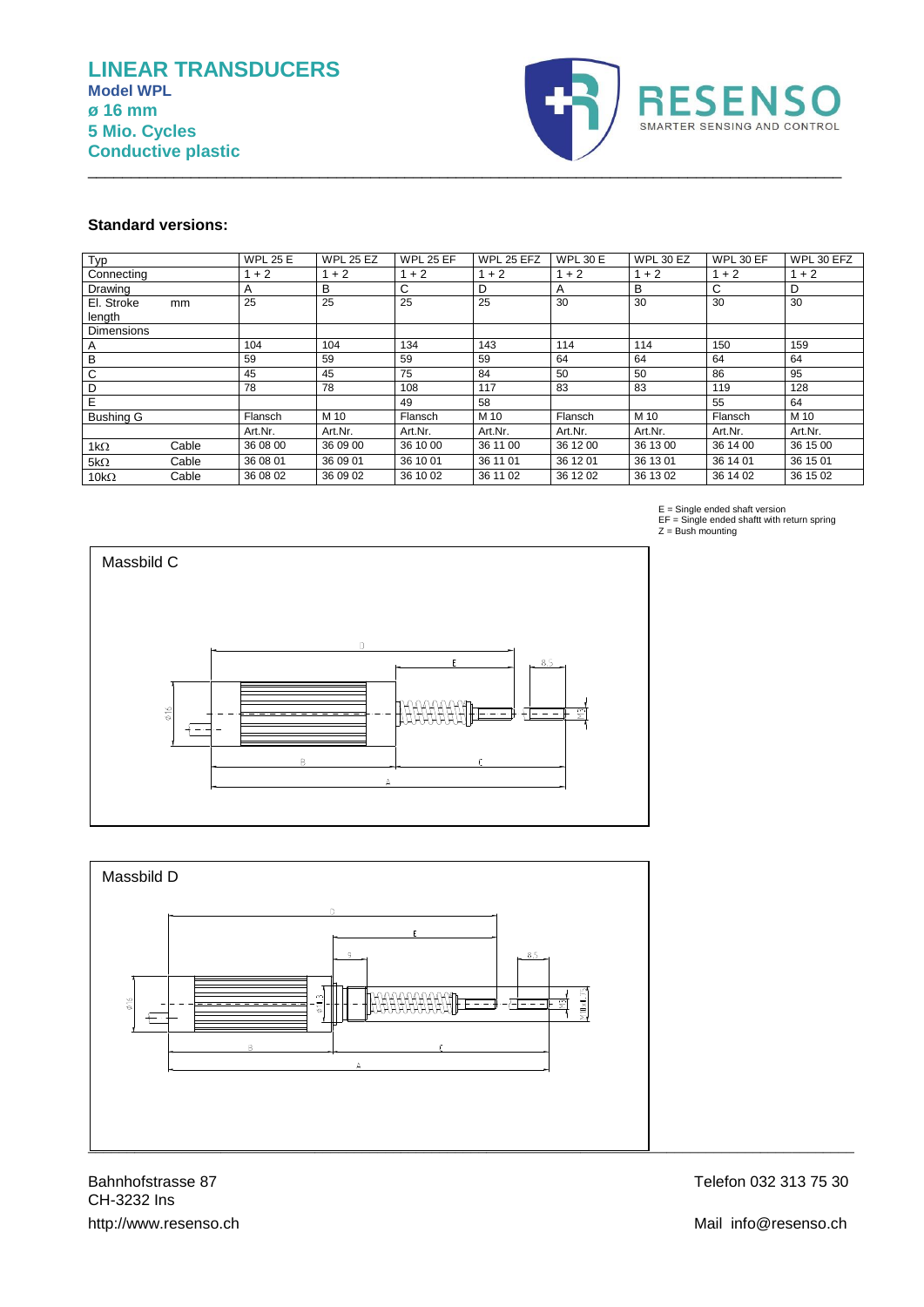# LINEAR TRANSDUCERS

**Model WPL**
**ø 16 mm**
**5 Mio. Cycles**
**Conductive plastic**

RESENSO
SMARTER SENSING AND CONTROL

**Standard versions:**

| Typ | | WPL 25 E | WPL 25 EZ | WPL 25 EF | WPL 25 EFZ | WPL 30 E | WPL 30 EZ | WPL 30 EF | WPL 30 EFZ |
|---|---|---|---|---|---|---|---|---|---|
| Connecting | | 1 + 2 | 1 + 2 | 1 + 2 | 1 + 2 | 1 + 2 | 1 + 2 | 1 + 2 | 1 + 2 |
| Drawing | | A | B | C | D | A | B | C | D |
| El. Stroke length | mm | 25 | 25 | 25 | 25 | 30 | 30 | 30 | 30 |
| Dimensions | | | | | | | | | |
| A | | 104 | 104 | 134 | 143 | 114 | 114 | 150 | 159 |
| B | | 59 | 59 | 59 | 59 | 64 | 64 | 64 | 64 |
| C | | 45 | 45 | 75 | 84 | 50 | 50 | 86 | 95 |
| D | | 78 | 78 | 108 | 117 | 83 | 83 | 119 | 128 |
| E | | | | 49 | 58 | | | 55 | 64 |
| Bushing G | | Flansch | M 10 | Flansch | M 10 | Flansch | M 10 | Flansch | M 10 |
| | | Art.Nr. | Art.Nr. | Art.Nr. | Art.Nr. | Art.Nr. | Art.Nr. | Art.Nr. | Art.Nr. |
| 1kΩ | Cable | 36 08 00 | 36 09 00 | 36 10 00 | 36 11 00 | 36 12 00 | 36 13 00 | 36 14 00 | 36 15 00 |
| 5kΩ | Cable | 36 08 01 | 36 09 01 | 36 10 01 | 36 11 01 | 36 12 01 | 36 13 01 | 36 14 01 | 36 15 01 |
| 10kΩ | Cable | 36 08 02 | 36 09 02 | 36 10 02 | 36 11 02 | 36 12 02 | 36 13 02 | 36 14 02 | 36 15 02 |

E = Single ended shaft version
EF = Single ended shaftt with return spring
Z = Bush mounting

Massbild C

Massbild D

Bahnhofstrasse 87
CH-3232 Ins
http://www.resenso.ch

Telefon 032 313 75 30

Mail info@resenso.ch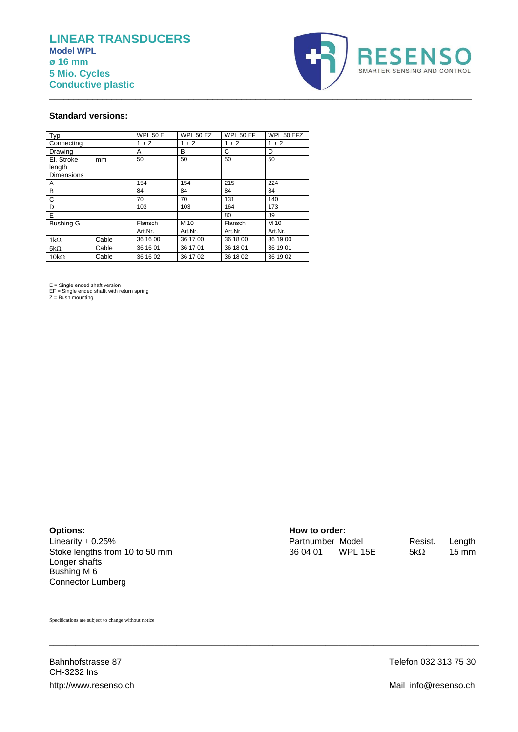# LINEAR TRANSDUCERS

**Model WPL**
**ø 16 mm**
**5 Mio. Cycles**
**Conductive plastic**

RESENSO
SMARTER SENSING AND CONTROL

### Standard versions:

| Typ | | WPL 50 E | WPL 50 EZ | WPL 50 EF | WPL 50 EFZ |
|---|---|---|---|---|---|
| Connecting | | 1 + 2 | 1 + 2 | 1 + 2 | 1 + 2 |
| Drawing | | A | B | C | D |
| El. Stroke length | mm | 50 | 50 | 50 | 50 |
| Dimensions | | | | | |
| A | | 154 | 154 | 215 | 224 |
| B | | 84 | 84 | 84 | 84 |
| C | | 70 | 70 | 131 | 140 |
| D | | 103 | 103 | 164 | 173 |
| E | | | | 80 | 89 |
| Bushing G | | Flansch | M 10 | Flansch | M 10 |
| | | Art.Nr. | Art.Nr. | Art.Nr. | Art.Nr. |
| 1kΩ | Cable | 36 16 00 | 36 17 00 | 36 18 00 | 36 19 00 |
| 5kΩ | Cable | 36 16 01 | 36 17 01 | 36 18 01 | 36 19 01 |
| 10kΩ | Cable | 36 16 02 | 36 17 02 | 36 18 02 | 36 19 02 |

E = Single ended shaft version
EF = Single ended shaftt with return spring
Z = Bush mounting

**Options:**
Linearity ± 0.25%
Stoke lengths from 10 to 50 mm
Longer shafts
Bushing M 6
Connector Lumberg

**How to order:**

| Partnumber | Model | Resist. | Length |
|---|---|---|---|
| 36 04 01 | WPL 15E | 5kΩ | 15 mm |

Specifications are subject to change without notice

Bahnhofstrasse 87
CH-3232 Ins
http://www.resenso.ch

Telefon 032 313 75 30
Mail info@resenso.ch